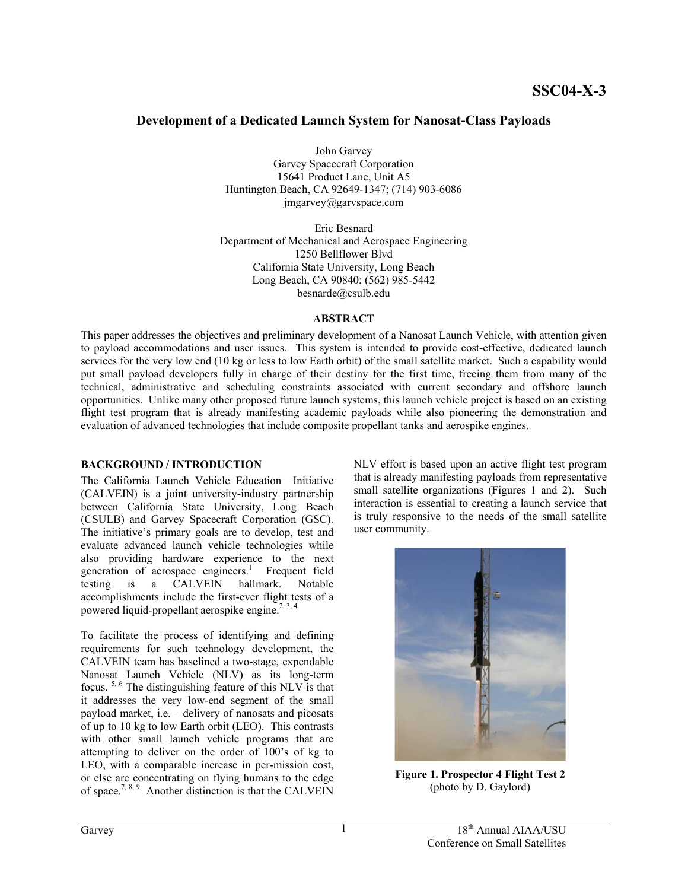SSC04-X-3

# Development of a Dedicated Launch System for Nanosat-Class Payloads

John Garvey
Garvey Spacecraft Corporation
15641 Product Lane, Unit A5
Huntington Beach, CA 92649-1347; (714) 903-6086
jmgarvey@garvspace.com

Eric Besnard
Department of Mechanical and Aerospace Engineering
1250 Bellflower Blvd
California State University, Long Beach
Long Beach, CA 90840; (562) 985-5442
besnarde@csulb.edu

## ABSTRACT

This paper addresses the objectives and preliminary development of a Nanosat Launch Vehicle, with attention given to payload accommodations and user issues. This system is intended to provide cost-effective, dedicated launch services for the very low end (10 kg or less to low Earth orbit) of the small satellite market. Such a capability would put small payload developers fully in charge of their destiny for the first time, freeing them from many of the technical, administrative and scheduling constraints associated with current secondary and offshore launch opportunities. Unlike many other proposed future launch systems, this launch vehicle project is based on an existing flight test program that is already manifesting academic payloads while also pioneering the demonstration and evaluation of advanced technologies that include composite propellant tanks and aerospike engines.

## BACKGROUND / INTRODUCTION

The California Launch Vehicle Education Initiative (CALVEIN) is a joint university-industry partnership between California State University, Long Beach (CSULB) and Garvey Spacecraft Corporation (GSC). The initiative's primary goals are to develop, test and evaluate advanced launch vehicle technologies while also providing hardware experience to the next generation of aerospace engineers.[1] Frequent field testing is a CALVEIN hallmark. Notable accomplishments include the first-ever flight tests of a powered liquid-propellant aerospike engine.[2, 3, 4]

To facilitate the process of identifying and defining requirements for such technology development, the CALVEIN team has baselined a two-stage, expendable Nanosat Launch Vehicle (NLV) as its long-term focus.[5, 6] The distinguishing feature of this NLV is that it addresses the very low-end segment of the small payload market, i.e. – delivery of nanosats and picosats of up to 10 kg to low Earth orbit (LEO). This contrasts with other small launch vehicle programs that are attempting to deliver on the order of 100's of kg to LEO, with a comparable increase in per-mission cost, or else are concentrating on flying humans to the edge of space.[7, 8, 9] Another distinction is that the CALVEIN NLV effort is based upon an active flight test program that is already manifesting payloads from representative small satellite organizations (Figures 1 and 2). Such interaction is essential to creating a launch service that is truly responsive to the needs of the small satellite user community.

**Figure 1. Prospector 4 Flight Test 2**
(photo by D. Gaylord)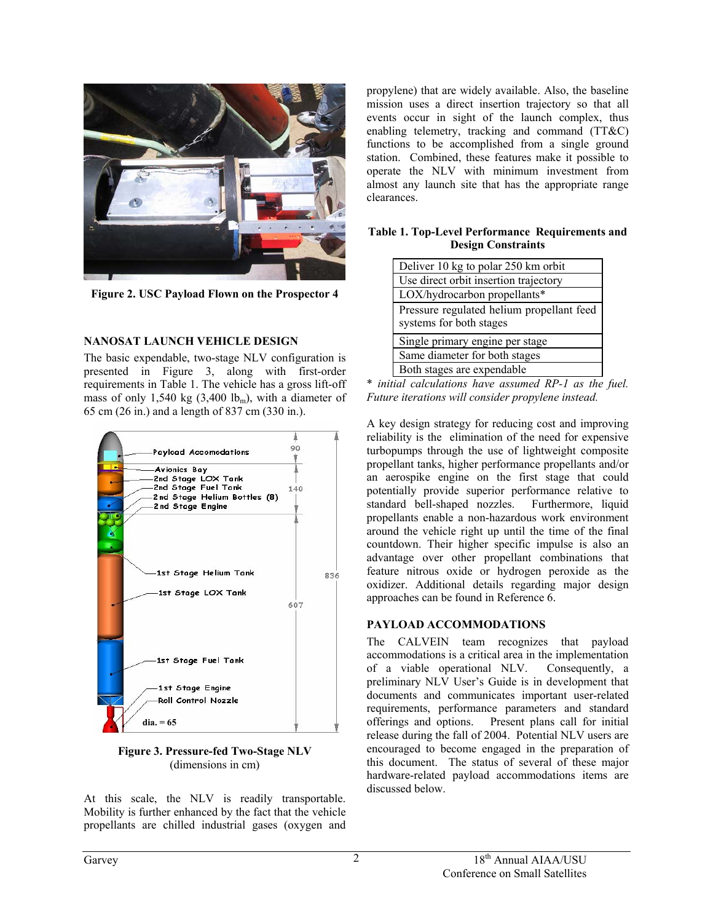Figure 2. USC Payload Flown on the Prospector 4

## NANOSAT LAUNCH VEHICLE DESIGN

The basic expendable, two-stage NLV configuration is presented in Figure 3, along with first-order requirements in Table 1. The vehicle has a gross lift-off mass of only 1,540 kg (3,400 $lb_m$), with a diameter of 65 cm (26 in.) and a length of 837 cm (330 in.).

**Figure 3. Pressure-fed Two-Stage NLV** (dimensions in cm)

At this scale, the NLV is readily transportable. Mobility is further enhanced by the fact that the vehicle propellants are chilled industrial gases (oxygen and propylene) that are widely available. Also, the baseline mission uses a direct insertion trajectory so that all events occur in sight of the launch complex, thus enabling telemetry, tracking and command (TT&C) functions to be accomplished from a single ground station. Combined, these features make it possible to operate the NLV with minimum investment from almost any launch site that has the appropriate range clearances.

**Table 1. Top-Level Performance Requirements and Design Constraints**

| |
|---|
| Deliver 10 kg to polar 250 km orbit |
| Use direct orbit insertion trajectory |
| LOX/hydrocarbon propellants* |
| Pressure regulated helium propellant feed systems for both stages |
| Single primary engine per stage |
| Same diameter for both stages |
| Both stages are expendable |

\* *initial calculations have assumed RP-1 as the fuel. Future iterations will consider propylene instead.*

A key design strategy for reducing cost and improving reliability is the elimination of the need for expensive turbopumps through the use of lightweight composite propellant tanks, higher performance propellants and/or an aerospike engine on the first stage that could potentially provide superior performance relative to standard bell-shaped nozzles. Furthermore, liquid propellants enable a non-hazardous work environment around the vehicle right up until the time of the final countdown. Their higher specific impulse is also an advantage over other propellant combinations that feature nitrous oxide or hydrogen peroxide as the oxidizer. Additional details regarding major design approaches can be found in Reference 6.

## PAYLOAD ACCOMMODATIONS

The CALVEIN team recognizes that payload accommodations is a critical area in the implementation of a viable operational NLV. Consequently, a preliminary NLV User's Guide is in development that documents and communicates important user-related requirements, performance parameters and standard offerings and options. Present plans call for initial release during the fall of 2004. Potential NLV users are encouraged to become engaged in the preparation of this document. The status of several of these major hardware-related payload accommodations items are discussed below.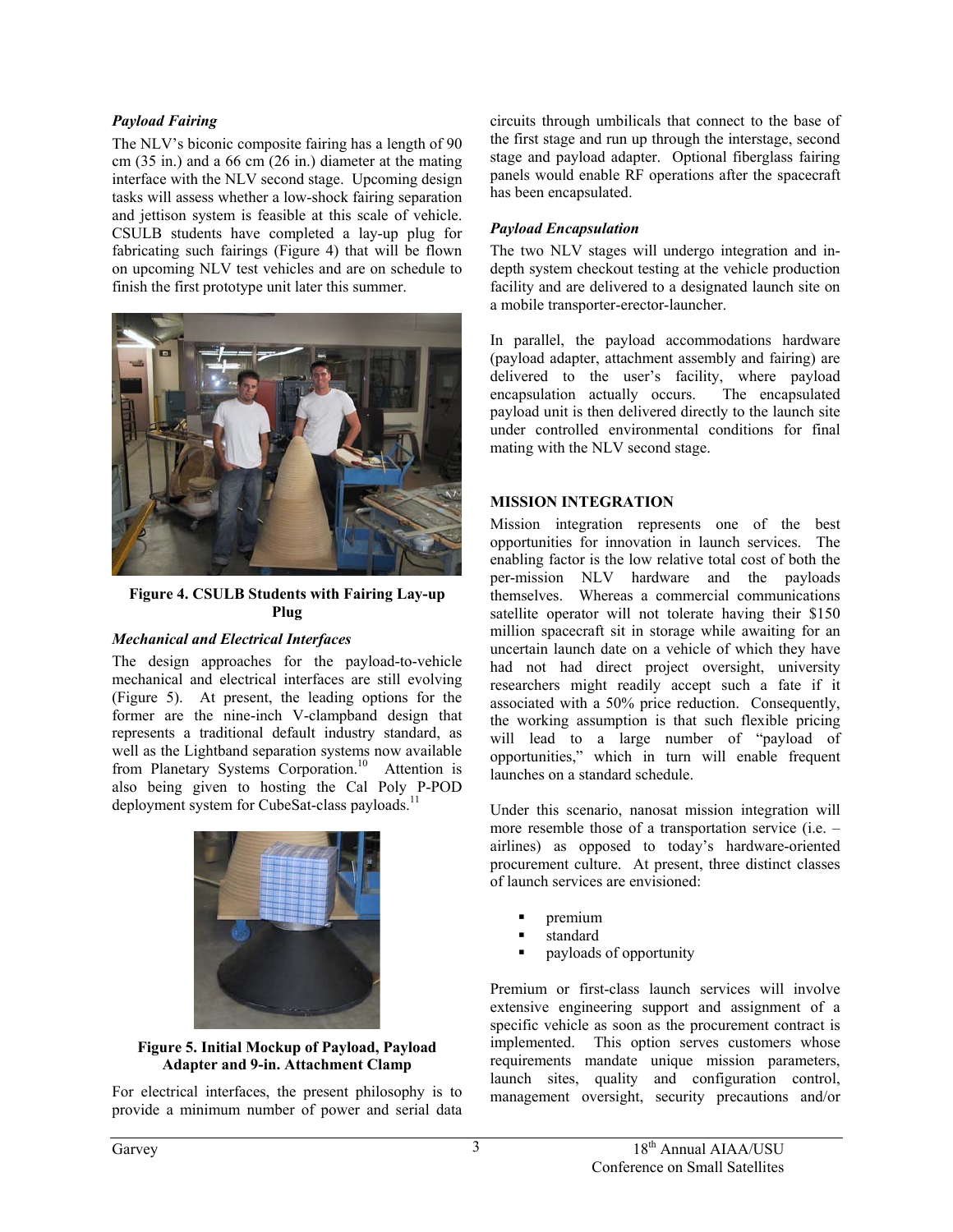### *Payload Fairing*

The NLV's biconic composite fairing has a length of 90 cm (35 in.) and a 66 cm (26 in.) diameter at the mating interface with the NLV second stage. Upcoming design tasks will assess whether a low-shock fairing separation and jettison system is feasible at this scale of vehicle. CSULB students have completed a lay-up plug for fabricating such fairings (Figure 4) that will be flown on upcoming NLV test vehicles and are on schedule to finish the first prototype unit later this summer.

**Figure 4. CSULB Students with Fairing Lay-up Plug**

### *Mechanical and Electrical Interfaces*

The design approaches for the payload-to-vehicle mechanical and electrical interfaces are still evolving (Figure 5). At present, the leading options for the former are the nine-inch V-clampband design that represents a traditional default industry standard, as well as the Lightband separation systems now available from Planetary Systems Corporation.[10] Attention is also being given to hosting the Cal Poly P-POD deployment system for CubeSat-class payloads.[11]

**Figure 5. Initial Mockup of Payload, Payload Adapter and 9-in. Attachment Clamp**

For electrical interfaces, the present philosophy is to provide a minimum number of power and serial data circuits through umbilicals that connect to the base of the first stage and run up through the interstage, second stage and payload adapter. Optional fiberglass fairing panels would enable RF operations after the spacecraft has been encapsulated.

### *Payload Encapsulation*

The two NLV stages will undergo integration and in-depth system checkout testing at the vehicle production facility and are delivered to a designated launch site on a mobile transporter-erector-launcher.

In parallel, the payload accommodations hardware (payload adapter, attachment assembly and fairing) are delivered to the user's facility, where payload encapsulation actually occurs. The encapsulated payload unit is then delivered directly to the launch site under controlled environmental conditions for final mating with the NLV second stage.

## MISSION INTEGRATION

Mission integration represents one of the best opportunities for innovation in launch services. The enabling factor is the low relative total cost of both the per-mission NLV hardware and the payloads themselves. Whereas a commercial communications satellite operator will not tolerate having their $150 million spacecraft sit in storage while awaiting for an uncertain launch date on a vehicle of which they have had not had direct project oversight, university researchers might readily accept such a fate if it associated with a 50% price reduction. Consequently, the working assumption is that such flexible pricing will lead to a large number of "payload of opportunities," which in turn will enable frequent launches on a standard schedule.

Under this scenario, nanosat mission integration will more resemble those of a transportation service (i.e. – airlines) as opposed to today's hardware-oriented procurement culture. At present, three distinct classes of launch services are envisioned:

- premium
- standard
- payloads of opportunity

Premium or first-class launch services will involve extensive engineering support and assignment of a specific vehicle as soon as the procurement contract is implemented. This option serves customers whose requirements mandate unique mission parameters, launch sites, quality and configuration control, management oversight, security precautions and/or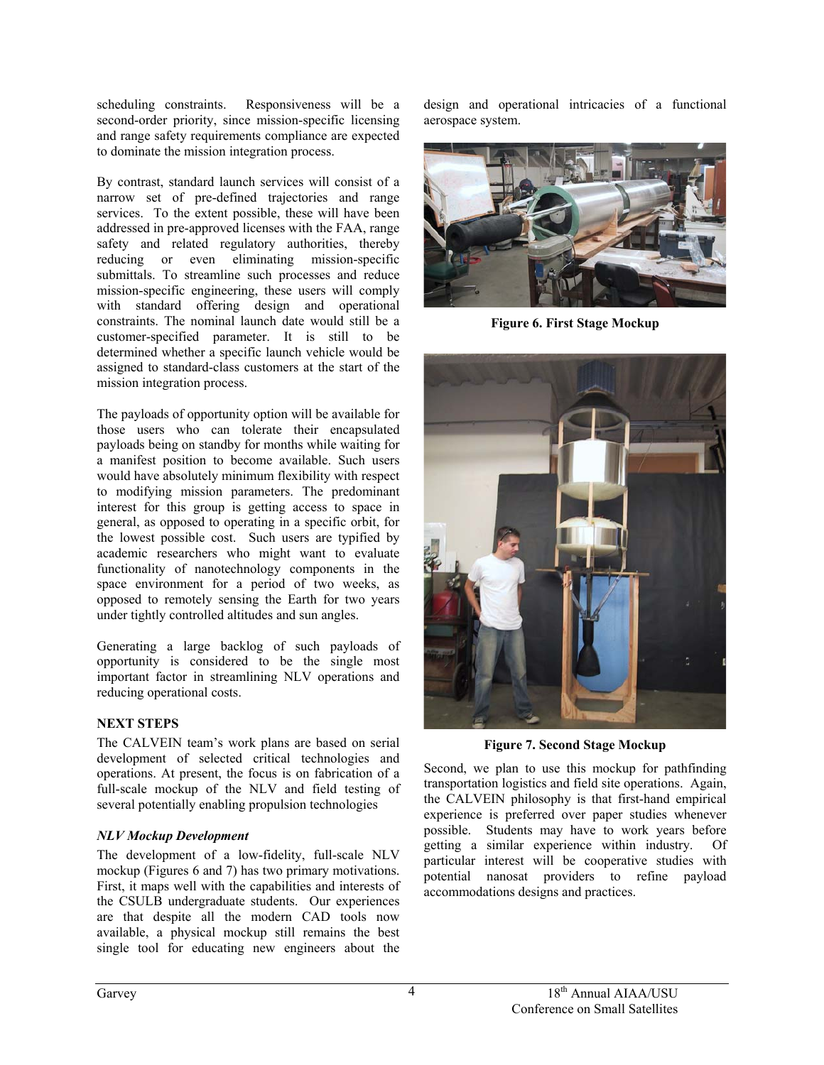scheduling constraints. Responsiveness will be a second-order priority, since mission-specific licensing and range safety requirements compliance are expected to dominate the mission integration process.

By contrast, standard launch services will consist of a narrow set of pre-defined trajectories and range services. To the extent possible, these will have been addressed in pre-approved licenses with the FAA, range safety and related regulatory authorities, thereby reducing or even eliminating mission-specific submittals. To streamline such processes and reduce mission-specific engineering, these users will comply with standard offering design and operational constraints. The nominal launch date would still be a customer-specified parameter. It is still to be determined whether a specific launch vehicle would be assigned to standard-class customers at the start of the mission integration process.

The payloads of opportunity option will be available for those users who can tolerate their encapsulated payloads being on standby for months while waiting for a manifest position to become available. Such users would have absolutely minimum flexibility with respect to modifying mission parameters. The predominant interest for this group is getting access to space in general, as opposed to operating in a specific orbit, for the lowest possible cost. Such users are typified by academic researchers who might want to evaluate functionality of nanotechnology components in the space environment for a period of two weeks, as opposed to remotely sensing the Earth for two years under tightly controlled altitudes and sun angles.

Generating a large backlog of such payloads of opportunity is considered to be the single most important factor in streamlining NLV operations and reducing operational costs.

## NEXT STEPS

The CALVEIN team's work plans are based on serial development of selected critical technologies and operations. At present, the focus is on fabrication of a full-scale mockup of the NLV and field testing of several potentially enabling propulsion technologies

### *NLV Mockup Development*

The development of a low-fidelity, full-scale NLV mockup (Figures 6 and 7) has two primary motivations. First, it maps well with the capabilities and interests of the CSULB undergraduate students. Our experiences are that despite all the modern CAD tools now available, a physical mockup still remains the best single tool for educating new engineers about the design and operational intricacies of a functional aerospace system.

**Figure 6. First Stage Mockup**

**Figure 7. Second Stage Mockup**

Second, we plan to use this mockup for pathfinding transportation logistics and field site operations. Again, the CALVEIN philosophy is that first-hand empirical experience is preferred over paper studies whenever possible. Students may have to work years before getting a similar experience within industry. Of particular interest will be cooperative studies with potential nanosat providers to refine payload accommodations designs and practices.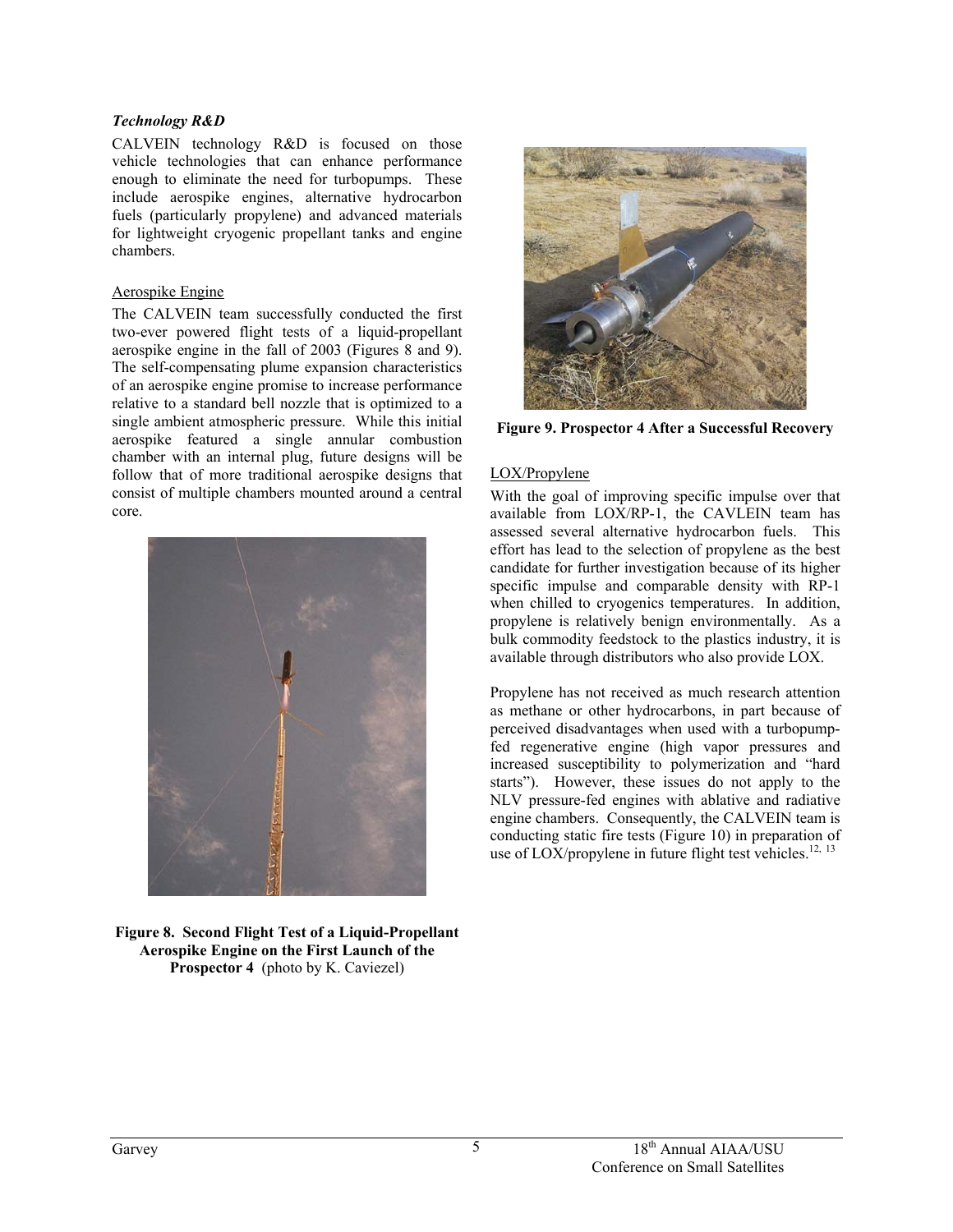### *Technology R&D*

CALVEIN technology R&D is focused on those vehicle technologies that can enhance performance enough to eliminate the need for turbopumps. These include aerospike engines, alternative hydrocarbon fuels (particularly propylene) and advanced materials for lightweight cryogenic propellant tanks and engine chambers.

#### Aerospike Engine

The CALVEIN team successfully conducted the first two-ever powered flight tests of a liquid-propellant aerospike engine in the fall of 2003 (Figures 8 and 9). The self-compensating plume expansion characteristics of an aerospike engine promise to increase performance relative to a standard bell nozzle that is optimized to a single ambient atmospheric pressure. While this initial aerospike featured a single annular combustion chamber with an internal plug, future designs will be follow that of more traditional aerospike designs that consist of multiple chambers mounted around a central core.

**Figure 8. Second Flight Test of a Liquid-Propellant Aerospike Engine on the First Launch of the Prospector 4** (photo by K. Caviezel)

**Figure 9. Prospector 4 After a Successful Recovery**

#### LOX/Propylene

With the goal of improving specific impulse over that available from LOX/RP-1, the CAVLEIN team has assessed several alternative hydrocarbon fuels. This effort has lead to the selection of propylene as the best candidate for further investigation because of its higher specific impulse and comparable density with RP-1 when chilled to cryogenics temperatures. In addition, propylene is relatively benign environmentally. As a bulk commodity feedstock to the plastics industry, it is available through distributors who also provide LOX.

Propylene has not received as much research attention as methane or other hydrocarbons, in part because of perceived disadvantages when used with a turbopump-fed regenerative engine (high vapor pressures and increased susceptibility to polymerization and "hard starts"). However, these issues do not apply to the NLV pressure-fed engines with ablative and radiative engine chambers. Consequently, the CALVEIN team is conducting static fire tests (Figure 10) in preparation of use of LOX/propylene in future flight test vehicles.[12, 13]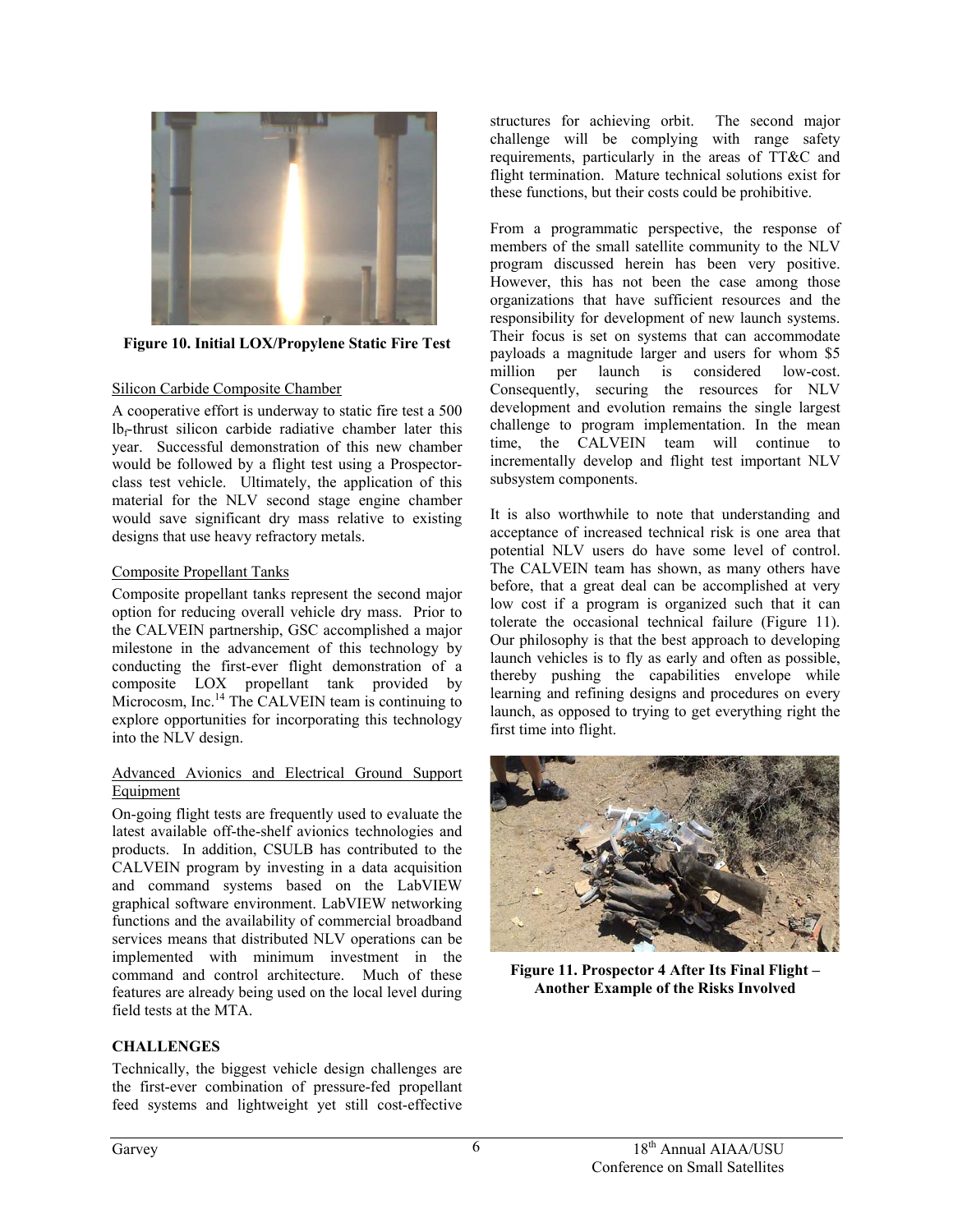**Figure 10. Initial LOX/Propylene Static Fire Test**

Silicon Carbide Composite Chamber

A cooperative effort is underway to static fire test a 500 $lb_f$-thrust silicon carbide radiative chamber later this year. Successful demonstration of this new chamber would be followed by a flight test using a Prospector-class test vehicle. Ultimately, the application of this material for the NLV second stage engine chamber would save significant dry mass relative to existing designs that use heavy refractory metals.

Composite Propellant Tanks

Composite propellant tanks represent the second major option for reducing overall vehicle dry mass. Prior to the CALVEIN partnership, GSC accomplished a major milestone in the advancement of this technology by conducting the first-ever flight demonstration of a composite LOX propellant tank provided by Microcosm, Inc.[14] The CALVEIN team is continuing to explore opportunities for incorporating this technology into the NLV design.

Advanced Avionics and Electrical Ground Support Equipment

On-going flight tests are frequently used to evaluate the latest available off-the-shelf avionics technologies and products. In addition, CSULB has contributed to the CALVEIN program by investing in a data acquisition and command systems based on the LabVIEW graphical software environment. LabVIEW networking functions and the availability of commercial broadband services means that distributed NLV operations can be implemented with minimum investment in the command and control architecture. Much of these features are already being used on the local level during field tests at the MTA.

## CHALLENGES

Technically, the biggest vehicle design challenges are the first-ever combination of pressure-fed propellant feed systems and lightweight yet still cost-effective structures for achieving orbit. The second major challenge will be complying with range safety requirements, particularly in the areas of TT&C and flight termination. Mature technical solutions exist for these functions, but their costs could be prohibitive.

From a programmatic perspective, the response of members of the small satellite community to the NLV program discussed herein has been very positive. However, this has not been the case among those organizations that have sufficient resources and the responsibility for development of new launch systems. Their focus is set on systems that can accommodate payloads a magnitude larger and users for whom $5 million per launch is considered low-cost. Consequently, securing the resources for NLV development and evolution remains the single largest challenge to program implementation. In the mean time, the CALVEIN team will continue to incrementally develop and flight test important NLV subsystem components.

It is also worthwhile to note that understanding and acceptance of increased technical risk is one area that potential NLV users do have some level of control. The CALVEIN team has shown, as many others have before, that a great deal can be accomplished at very low cost if a program is organized such that it can tolerate the occasional technical failure (Figure 11). Our philosophy is that the best approach to developing launch vehicles is to fly as early and often as possible, thereby pushing the capabilities envelope while learning and refining designs and procedures on every launch, as opposed to trying to get everything right the first time into flight.

**Figure 11. Prospector 4 After Its Final Flight – Another Example of the Risks Involved**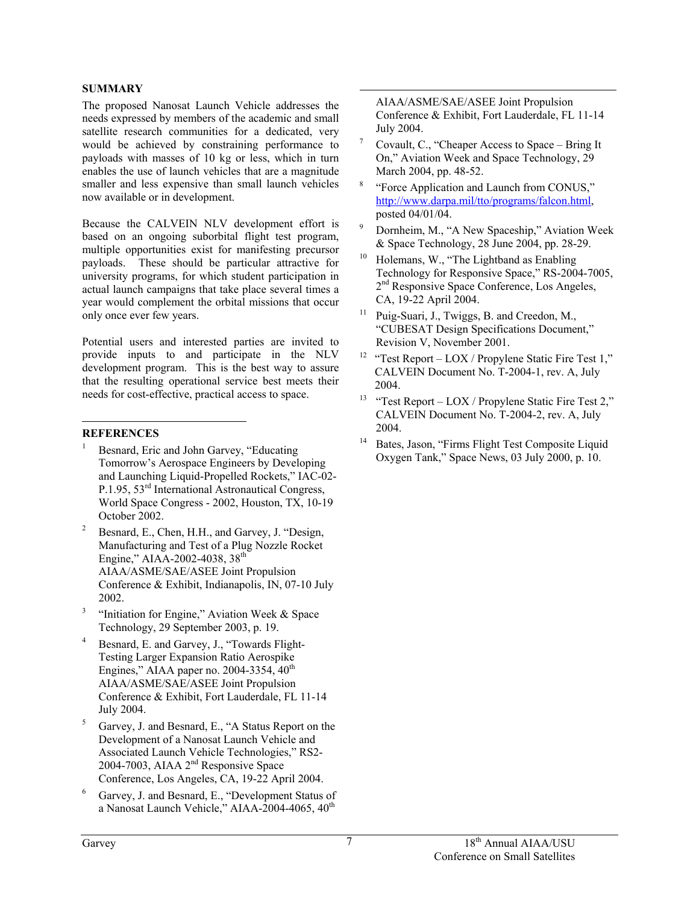## SUMMARY

The proposed Nanosat Launch Vehicle addresses the needs expressed by members of the academic and small satellite research communities for a dedicated, very would be achieved by constraining performance to payloads with masses of 10 kg or less, which in turn enables the use of launch vehicles that are a magnitude smaller and less expensive than small launch vehicles now available or in development.

Because the CALVEIN NLV development effort is based on an ongoing suborbital flight test program, multiple opportunities exist for manifesting precursor payloads. These should be particular attractive for university programs, for which student participation in actual launch campaigns that take place several times a year would complement the orbital missions that occur only once ever few years.

Potential users and interested parties are invited to provide inputs to and participate in the NLV development program. This is the best way to assure that the resulting operational service best meets their needs for cost-effective, practical access to space.

## REFERENCES

1. Besnard, Eric and John Garvey, "Educating Tomorrow's Aerospace Engineers by Developing and Launching Liquid-Propelled Rockets," IAC-02-P.1.95, 53rd International Astronautical Congress, World Space Congress - 2002, Houston, TX, 10-19 October 2002.
2. Besnard, E., Chen, H.H., and Garvey, J. "Design, Manufacturing and Test of a Plug Nozzle Rocket Engine," AIAA-2002-4038, 38th AIAA/ASME/SAE/ASEE Joint Propulsion Conference & Exhibit, Indianapolis, IN, 07-10 July 2002.
3. "Initiation for Engine," Aviation Week & Space Technology, 29 September 2003, p. 19.
4. Besnard, E. and Garvey, J., "Towards Flight-Testing Larger Expansion Ratio Aerospike Engines," AIAA paper no. 2004-3354, 40th AIAA/ASME/SAE/ASEE Joint Propulsion Conference & Exhibit, Fort Lauderdale, FL 11-14 July 2004.
5. Garvey, J. and Besnard, E., "A Status Report on the Development of a Nanosat Launch Vehicle and Associated Launch Vehicle Technologies," RS2-2004-7003, AIAA 2nd Responsive Space Conference, Los Angeles, CA, 19-22 April 2004.
6. Garvey, J. and Besnard, E., "Development Status of a Nanosat Launch Vehicle," AIAA-2004-4065, 40th AIAA/ASME/SAE/ASEE Joint Propulsion Conference & Exhibit, Fort Lauderdale, FL 11-14 July 2004.
7. Covault, C., "Cheaper Access to Space – Bring It On," Aviation Week and Space Technology, 29 March 2004, pp. 48-52.
8. "Force Application and Launch from CONUS," http://www.darpa.mil/tto/programs/falcon.html, posted 04/01/04.
9. Dornheim, M., "A New Spaceship," Aviation Week & Space Technology, 28 June 2004, pp. 28-29.
10. Holemans, W., "The Lightband as Enabling Technology for Responsive Space," RS-2004-7005, 2nd Responsive Space Conference, Los Angeles, CA, 19-22 April 2004.
11. Puig-Suari, J., Twiggs, B. and Creedon, M., "CUBESAT Design Specifications Document," Revision V, November 2001.
12. "Test Report – LOX / Propylene Static Fire Test 1," CALVEIN Document No. T-2004-1, rev. A, July 2004.
13. "Test Report – LOX / Propylene Static Fire Test 2," CALVEIN Document No. T-2004-2, rev. A, July 2004.
14. Bates, Jason, "Firms Flight Test Composite Liquid Oxygen Tank," Space News, 03 July 2000, p. 10.